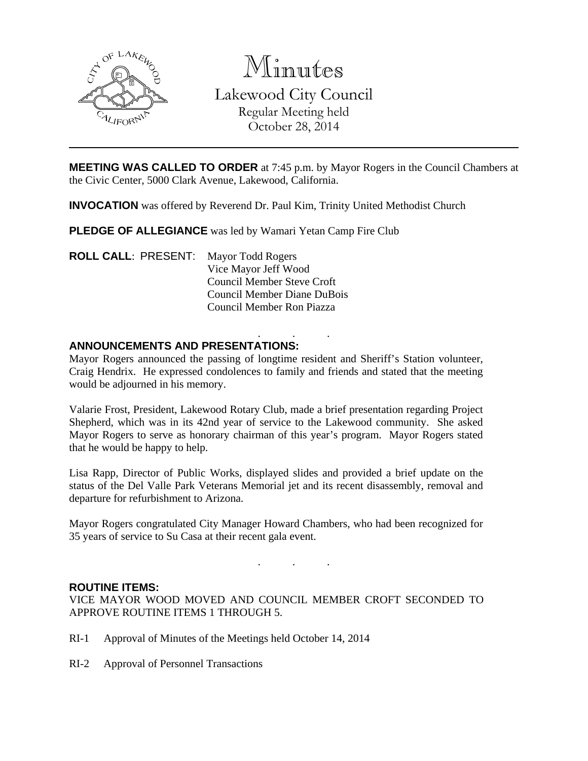# Minutes

## Lakewood City Council

Regular Meeting held
October 28, 2014

---

**MEETING WAS CALLED TO ORDER** at 7:45 p.m. by Mayor Rogers in the Council Chambers at the Civic Center, 5000 Clark Avenue, Lakewood, California.

**INVOCATION** was offered by Reverend Dr. Paul Kim, Trinity United Methodist Church

**PLEDGE OF ALLEGIANCE** was led by Wamari Yetan Camp Fire Club

**ROLL CALL**: PRESENT: Mayor Todd Rogers
Vice Mayor Jeff Wood
Council Member Steve Croft
Council Member Diane DuBois
Council Member Ron Piazza

. . .

**ANNOUNCEMENTS AND PRESENTATIONS:**

Mayor Rogers announced the passing of longtime resident and Sheriff's Station volunteer, Craig Hendrix. He expressed condolences to family and friends and stated that the meeting would be adjourned in his memory.

Valarie Frost, President, Lakewood Rotary Club, made a brief presentation regarding Project Shepherd, which was in its 42nd year of service to the Lakewood community. She asked Mayor Rogers to serve as honorary chairman of this year's program. Mayor Rogers stated that he would be happy to help.

Lisa Rapp, Director of Public Works, displayed slides and provided a brief update on the status of the Del Valle Park Veterans Memorial jet and its recent disassembly, removal and departure for refurbishment to Arizona.

Mayor Rogers congratulated City Manager Howard Chambers, who had been recognized for 35 years of service to Su Casa at their recent gala event.

. . .

**ROUTINE ITEMS:**

VICE MAYOR WOOD MOVED AND COUNCIL MEMBER CROFT SECONDED TO APPROVE ROUTINE ITEMS 1 THROUGH 5.

RI-1 Approval of Minutes of the Meetings held October 14, 2014

RI-2 Approval of Personnel Transactions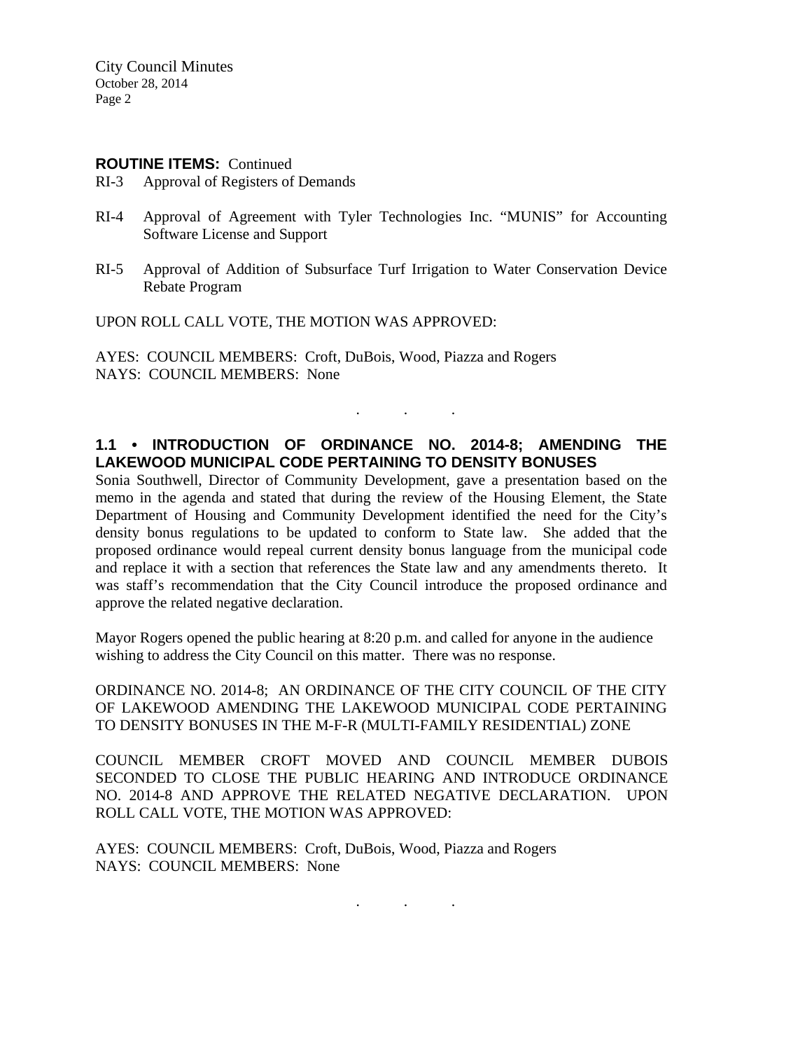**ROUTINE ITEMS:** Continued

RI-3 Approval of Registers of Demands

RI-4 Approval of Agreement with Tyler Technologies Inc. "MUNIS" for Accounting Software License and Support

RI-5 Approval of Addition of Subsurface Turf Irrigation to Water Conservation Device Rebate Program

UPON ROLL CALL VOTE, THE MOTION WAS APPROVED:

AYES: COUNCIL MEMBERS: Croft, DuBois, Wood, Piazza and Rogers
NAYS: COUNCIL MEMBERS: None

. . .

## 1.1 • INTRODUCTION OF ORDINANCE NO. 2014-8; AMENDING THE LAKEWOOD MUNICIPAL CODE PERTAINING TO DENSITY BONUSES

Sonia Southwell, Director of Community Development, gave a presentation based on the memo in the agenda and stated that during the review of the Housing Element, the State Department of Housing and Community Development identified the need for the City's density bonus regulations to be updated to conform to State law. She added that the proposed ordinance would repeal current density bonus language from the municipal code and replace it with a section that references the State law and any amendments thereto. It was staff's recommendation that the City Council introduce the proposed ordinance and approve the related negative declaration.

Mayor Rogers opened the public hearing at 8:20 p.m. and called for anyone in the audience wishing to address the City Council on this matter. There was no response.

ORDINANCE NO. 2014-8; AN ORDINANCE OF THE CITY COUNCIL OF THE CITY OF LAKEWOOD AMENDING THE LAKEWOOD MUNICIPAL CODE PERTAINING TO DENSITY BONUSES IN THE M-F-R (MULTI-FAMILY RESIDENTIAL) ZONE

COUNCIL MEMBER CROFT MOVED AND COUNCIL MEMBER DUBOIS SECONDED TO CLOSE THE PUBLIC HEARING AND INTRODUCE ORDINANCE NO. 2014-8 AND APPROVE THE RELATED NEGATIVE DECLARATION. UPON ROLL CALL VOTE, THE MOTION WAS APPROVED:

AYES: COUNCIL MEMBERS: Croft, DuBois, Wood, Piazza and Rogers
NAYS: COUNCIL MEMBERS: None

. . .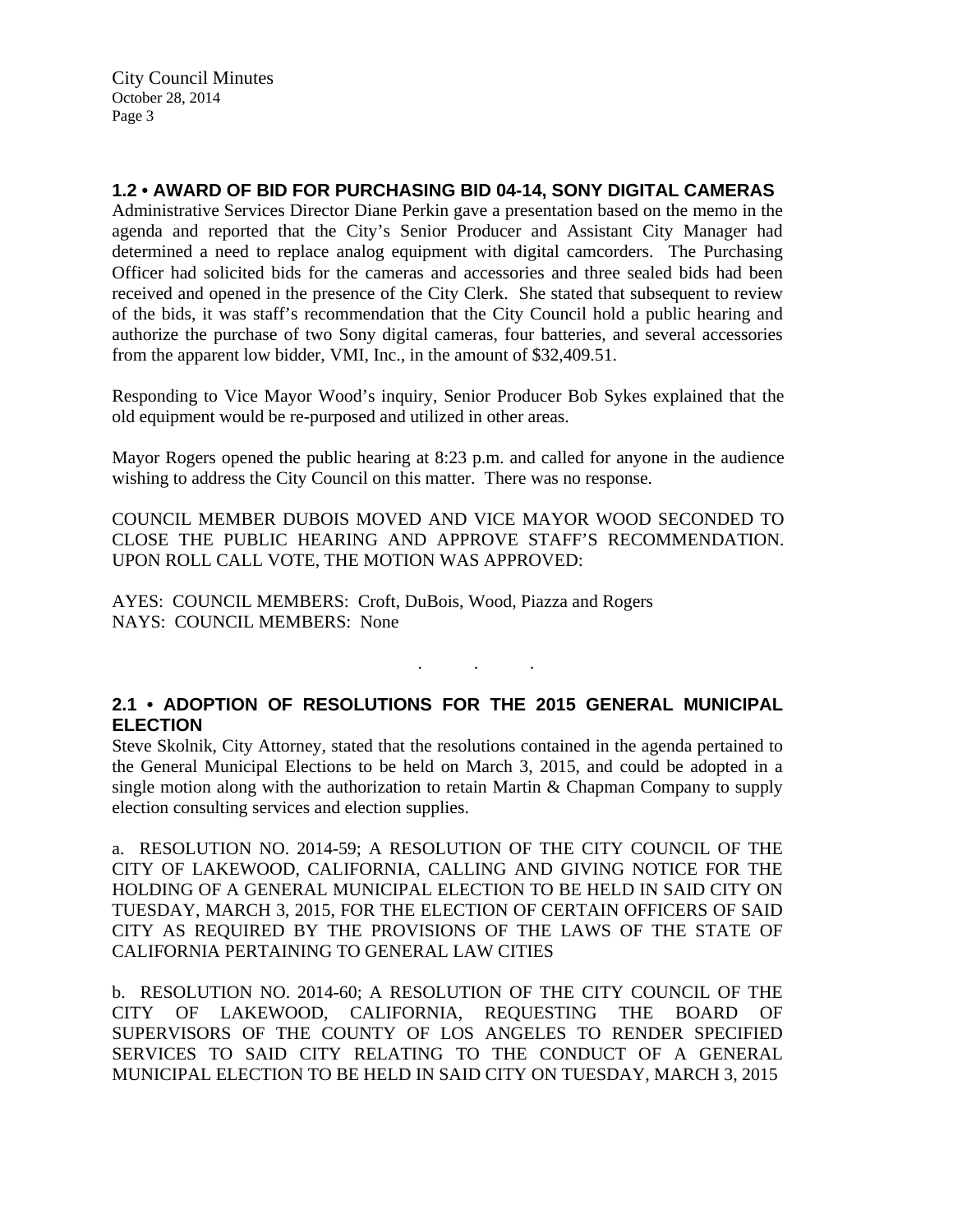## 1.2 • AWARD OF BID FOR PURCHASING BID 04-14, SONY DIGITAL CAMERAS

Administrative Services Director Diane Perkin gave a presentation based on the memo in the agenda and reported that the City's Senior Producer and Assistant City Manager had determined a need to replace analog equipment with digital camcorders. The Purchasing Officer had solicited bids for the cameras and accessories and three sealed bids had been received and opened in the presence of the City Clerk. She stated that subsequent to review of the bids, it was staff's recommendation that the City Council hold a public hearing and authorize the purchase of two Sony digital cameras, four batteries, and several accessories from the apparent low bidder, VMI, Inc., in the amount of $32,409.51.

Responding to Vice Mayor Wood's inquiry, Senior Producer Bob Sykes explained that the old equipment would be re-purposed and utilized in other areas.

Mayor Rogers opened the public hearing at 8:23 p.m. and called for anyone in the audience wishing to address the City Council on this matter. There was no response.

COUNCIL MEMBER DUBOIS MOVED AND VICE MAYOR WOOD SECONDED TO CLOSE THE PUBLIC HEARING AND APPROVE STAFF'S RECOMMENDATION. UPON ROLL CALL VOTE, THE MOTION WAS APPROVED:

AYES: COUNCIL MEMBERS: Croft, DuBois, Wood, Piazza and Rogers
NAYS: COUNCIL MEMBERS: None

. . .

## 2.1 • ADOPTION OF RESOLUTIONS FOR THE 2015 GENERAL MUNICIPAL ELECTION

Steve Skolnik, City Attorney, stated that the resolutions contained in the agenda pertained to the General Municipal Elections to be held on March 3, 2015, and could be adopted in a single motion along with the authorization to retain Martin & Chapman Company to supply election consulting services and election supplies.

a. RESOLUTION NO. 2014-59; A RESOLUTION OF THE CITY COUNCIL OF THE CITY OF LAKEWOOD, CALIFORNIA, CALLING AND GIVING NOTICE FOR THE HOLDING OF A GENERAL MUNICIPAL ELECTION TO BE HELD IN SAID CITY ON TUESDAY, MARCH 3, 2015, FOR THE ELECTION OF CERTAIN OFFICERS OF SAID CITY AS REQUIRED BY THE PROVISIONS OF THE LAWS OF THE STATE OF CALIFORNIA PERTAINING TO GENERAL LAW CITIES

b. RESOLUTION NO. 2014-60; A RESOLUTION OF THE CITY COUNCIL OF THE CITY OF LAKEWOOD, CALIFORNIA, REQUESTING THE BOARD OF SUPERVISORS OF THE COUNTY OF LOS ANGELES TO RENDER SPECIFIED SERVICES TO SAID CITY RELATING TO THE CONDUCT OF A GENERAL MUNICIPAL ELECTION TO BE HELD IN SAID CITY ON TUESDAY, MARCH 3, 2015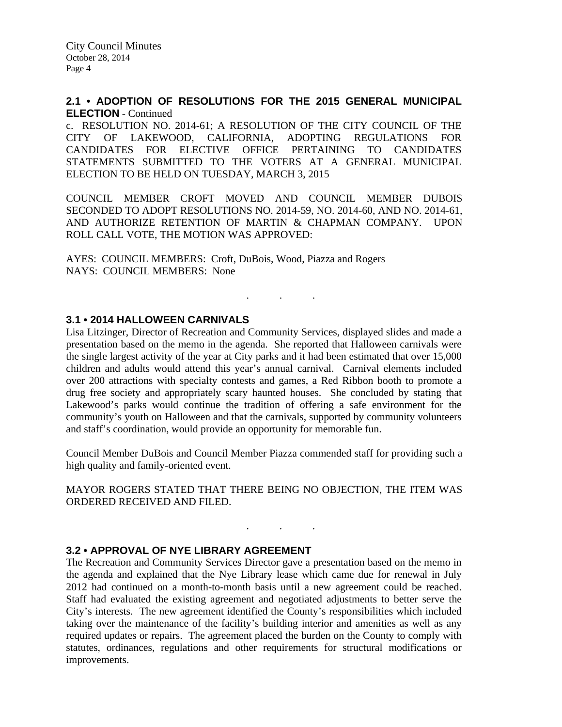### 2.1 • ADOPTION OF RESOLUTIONS FOR THE 2015 GENERAL MUNICIPAL ELECTION - Continued

c. RESOLUTION NO. 2014-61; A RESOLUTION OF THE CITY COUNCIL OF THE CITY OF LAKEWOOD, CALIFORNIA, ADOPTING REGULATIONS FOR CANDIDATES FOR ELECTIVE OFFICE PERTAINING TO CANDIDATES STATEMENTS SUBMITTED TO THE VOTERS AT A GENERAL MUNICIPAL ELECTION TO BE HELD ON TUESDAY, MARCH 3, 2015

COUNCIL MEMBER CROFT MOVED AND COUNCIL MEMBER DUBOIS SECONDED TO ADOPT RESOLUTIONS NO. 2014-59, NO. 2014-60, AND NO. 2014-61, AND AUTHORIZE RETENTION OF MARTIN & CHAPMAN COMPANY. UPON ROLL CALL VOTE, THE MOTION WAS APPROVED:

AYES: COUNCIL MEMBERS: Croft, DuBois, Wood, Piazza and Rogers
NAYS: COUNCIL MEMBERS: None

. . .

### 3.1 • 2014 HALLOWEEN CARNIVALS

Lisa Litzinger, Director of Recreation and Community Services, displayed slides and made a presentation based on the memo in the agenda. She reported that Halloween carnivals were the single largest activity of the year at City parks and it had been estimated that over 15,000 children and adults would attend this year's annual carnival. Carnival elements included over 200 attractions with specialty contests and games, a Red Ribbon booth to promote a drug free society and appropriately scary haunted houses. She concluded by stating that Lakewood's parks would continue the tradition of offering a safe environment for the community's youth on Halloween and that the carnivals, supported by community volunteers and staff's coordination, would provide an opportunity for memorable fun.

Council Member DuBois and Council Member Piazza commended staff for providing such a high quality and family-oriented event.

MAYOR ROGERS STATED THAT THERE BEING NO OBJECTION, THE ITEM WAS ORDERED RECEIVED AND FILED.

. . .

### 3.2 • APPROVAL OF NYE LIBRARY AGREEMENT

The Recreation and Community Services Director gave a presentation based on the memo in the agenda and explained that the Nye Library lease which came due for renewal in July 2012 had continued on a month-to-month basis until a new agreement could be reached. Staff had evaluated the existing agreement and negotiated adjustments to better serve the City's interests. The new agreement identified the County's responsibilities which included taking over the maintenance of the facility's building interior and amenities as well as any required updates or repairs. The agreement placed the burden on the County to comply with statutes, ordinances, regulations and other requirements for structural modifications or improvements.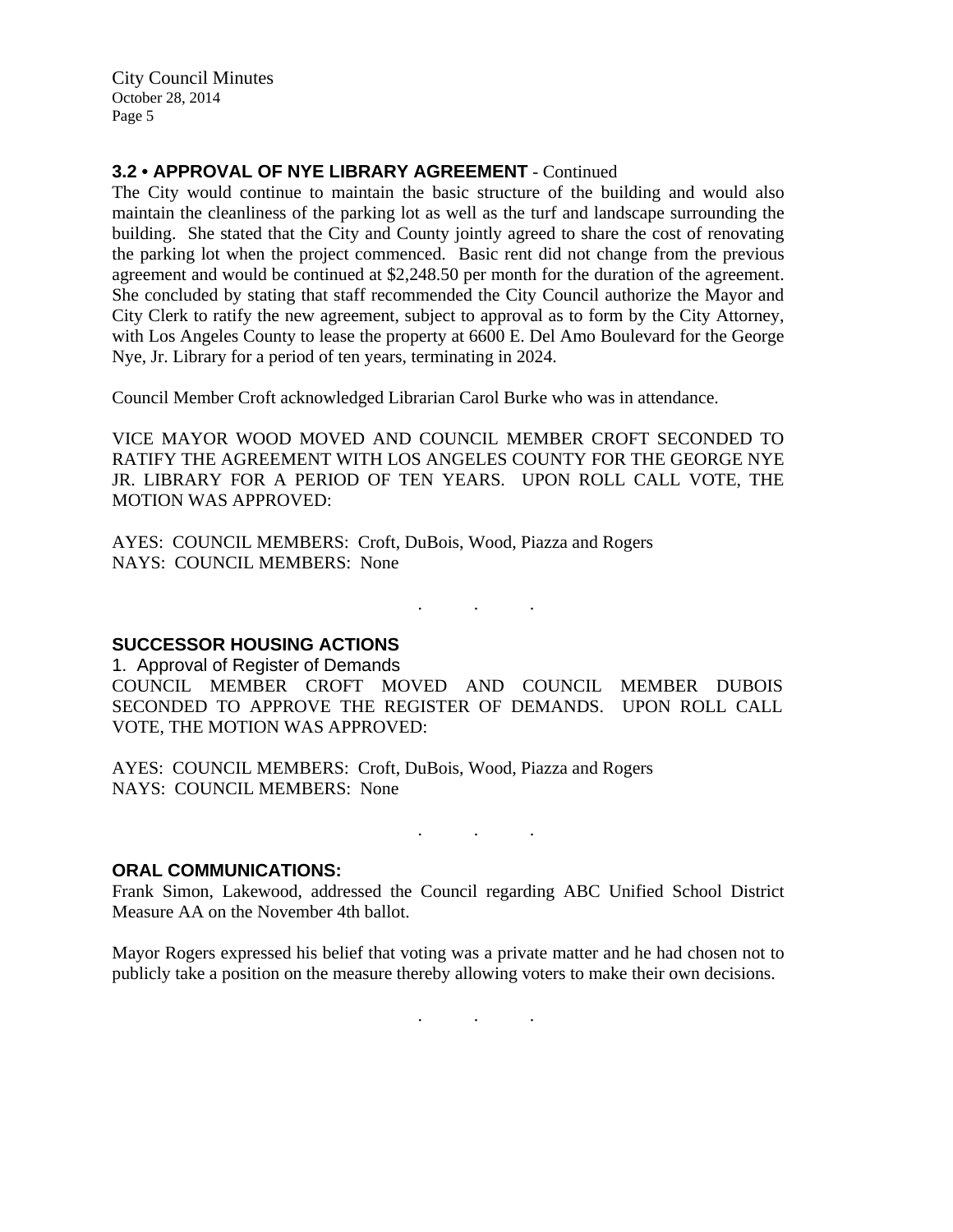### 3.2 • APPROVAL OF NYE LIBRARY AGREEMENT - Continued

The City would continue to maintain the basic structure of the building and would also maintain the cleanliness of the parking lot as well as the turf and landscape surrounding the building. She stated that the City and County jointly agreed to share the cost of renovating the parking lot when the project commenced. Basic rent did not change from the previous agreement and would be continued at $2,248.50 per month for the duration of the agreement. She concluded by stating that staff recommended the City Council authorize the Mayor and City Clerk to ratify the new agreement, subject to approval as to form by the City Attorney, with Los Angeles County to lease the property at 6600 E. Del Amo Boulevard for the George Nye, Jr. Library for a period of ten years, terminating in 2024.

Council Member Croft acknowledged Librarian Carol Burke who was in attendance.

VICE MAYOR WOOD MOVED AND COUNCIL MEMBER CROFT SECONDED TO RATIFY THE AGREEMENT WITH LOS ANGELES COUNTY FOR THE GEORGE NYE JR. LIBRARY FOR A PERIOD OF TEN YEARS. UPON ROLL CALL VOTE, THE MOTION WAS APPROVED:

AYES: COUNCIL MEMBERS: Croft, DuBois, Wood, Piazza and Rogers
NAYS: COUNCIL MEMBERS: None

. . .

### SUCCESSOR HOUSING ACTIONS

1. Approval of Register of Demands

COUNCIL MEMBER CROFT MOVED AND COUNCIL MEMBER DUBOIS SECONDED TO APPROVE THE REGISTER OF DEMANDS. UPON ROLL CALL VOTE, THE MOTION WAS APPROVED:

AYES: COUNCIL MEMBERS: Croft, DuBois, Wood, Piazza and Rogers
NAYS: COUNCIL MEMBERS: None

. . .

### ORAL COMMUNICATIONS:

Frank Simon, Lakewood, addressed the Council regarding ABC Unified School District Measure AA on the November 4th ballot.

Mayor Rogers expressed his belief that voting was a private matter and he had chosen not to publicly take a position on the measure thereby allowing voters to make their own decisions.

. . .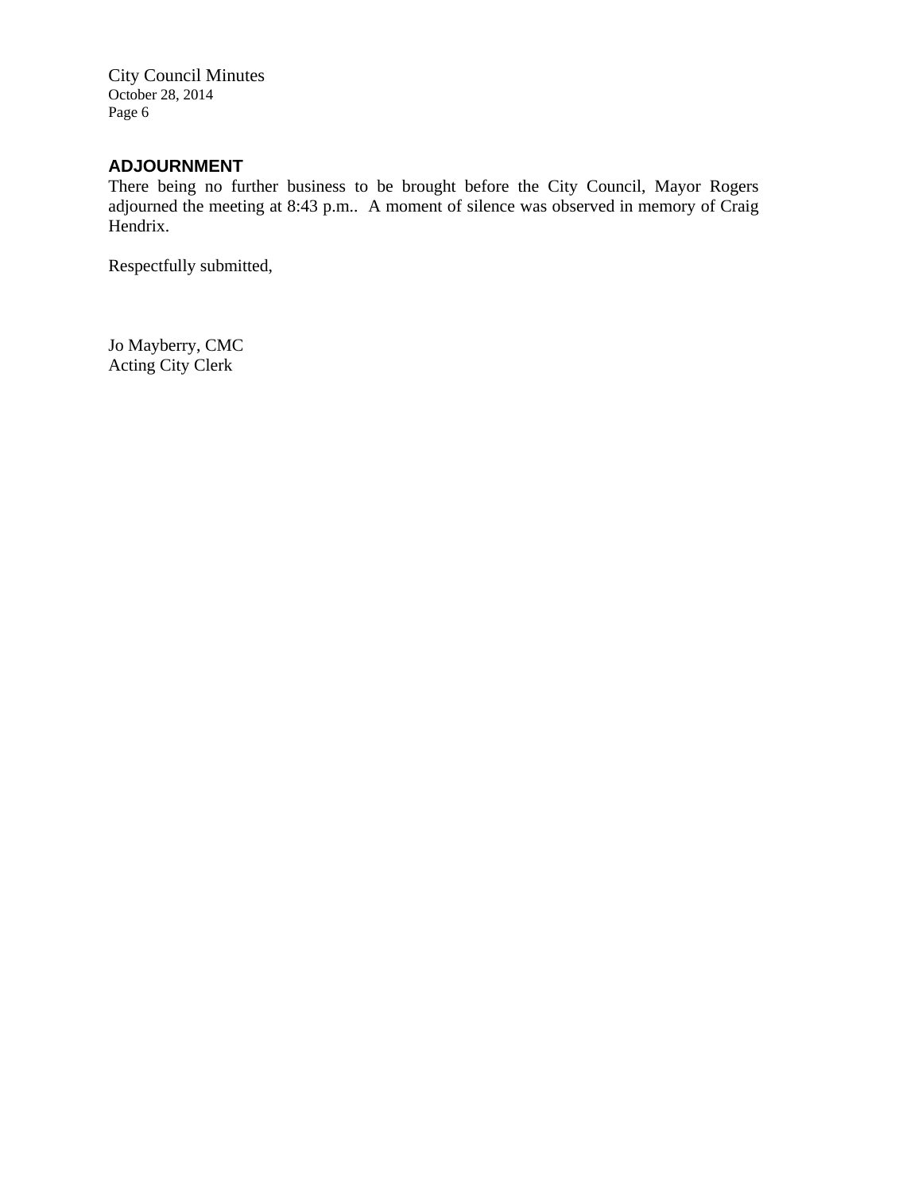## ADJOURNMENT

There being no further business to be brought before the City Council, Mayor Rogers adjourned the meeting at 8:43 p.m.. A moment of silence was observed in memory of Craig Hendrix.

Respectfully submitted,

Jo Mayberry, CMC
Acting City Clerk